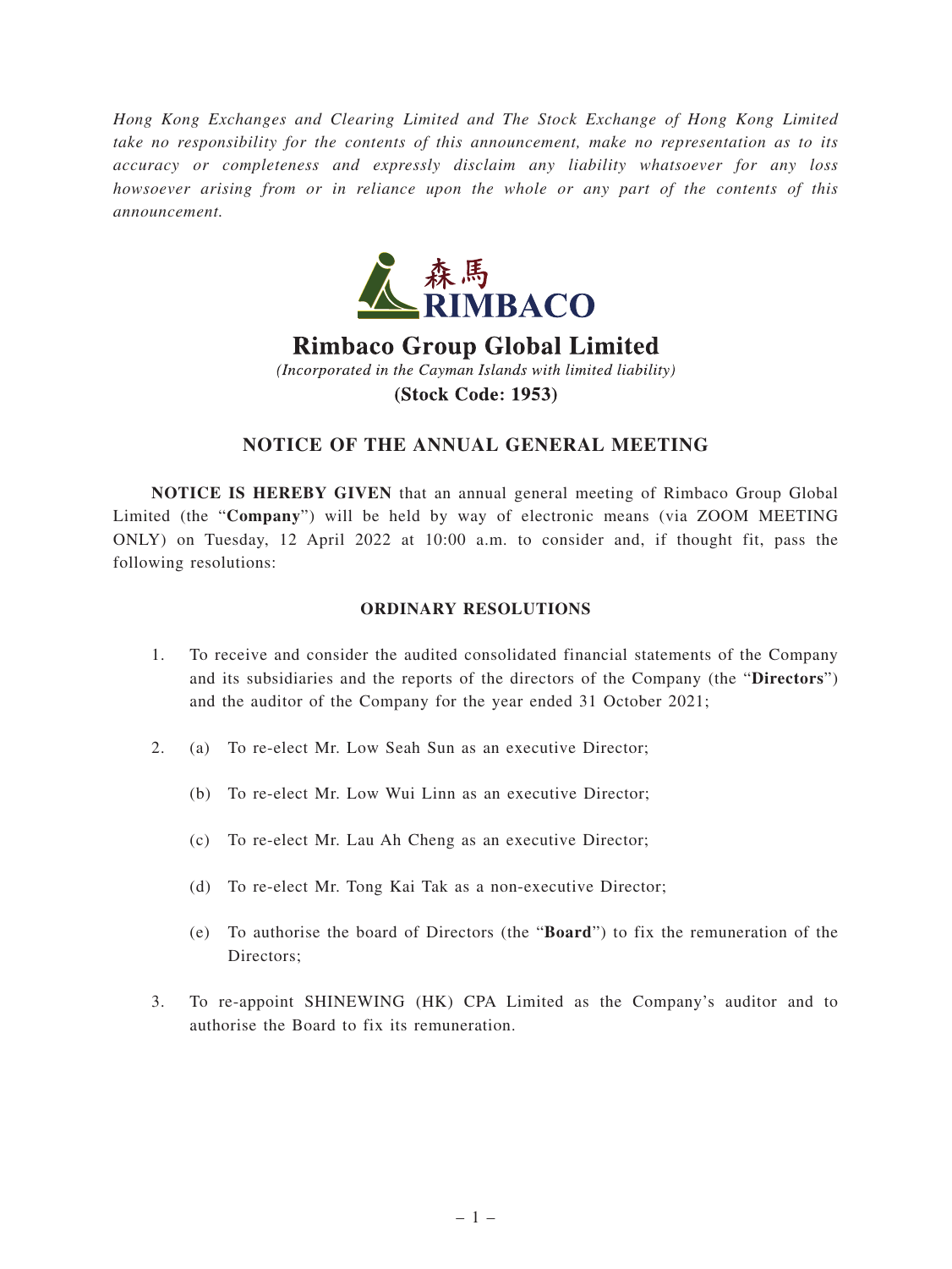*Hong Kong Exchanges and Clearing Limited and The Stock Exchange of Hong Kong Limited take no responsibility for the contents of this announcement, make no representation as to its accuracy or completeness and expressly disclaim any liability whatsoever for any loss howsoever arising from or in reliance upon the whole or any part of the contents of this announcement.*

森馬
RIMBACO

# Rimbaco Group Global Limited

*(Incorporated in the Cayman Islands with limited liability)*

**(Stock Code: 1953)**

## NOTICE OF THE ANNUAL GENERAL MEETING

**NOTICE IS HEREBY GIVEN** that an annual general meeting of Rimbaco Group Global Limited (the "**Company**") will be held by way of electronic means (via ZOOM MEETING ONLY) on Tuesday, 12 April 2022 at 10:00 a.m. to consider and, if thought fit, pass the following resolutions:

### ORDINARY RESOLUTIONS

1. To receive and consider the audited consolidated financial statements of the Company and its subsidiaries and the reports of the directors of the Company (the "**Directors**") and the auditor of the Company for the year ended 31 October 2021;

2. (a) To re-elect Mr. Low Seah Sun as an executive Director;

   (b) To re-elect Mr. Low Wui Linn as an executive Director;

   (c) To re-elect Mr. Lau Ah Cheng as an executive Director;

   (d) To re-elect Mr. Tong Kai Tak as a non-executive Director;

   (e) To authorise the board of Directors (the "**Board**") to fix the remuneration of the Directors;

3. To re-appoint SHINEWING (HK) CPA Limited as the Company's auditor and to authorise the Board to fix its remuneration.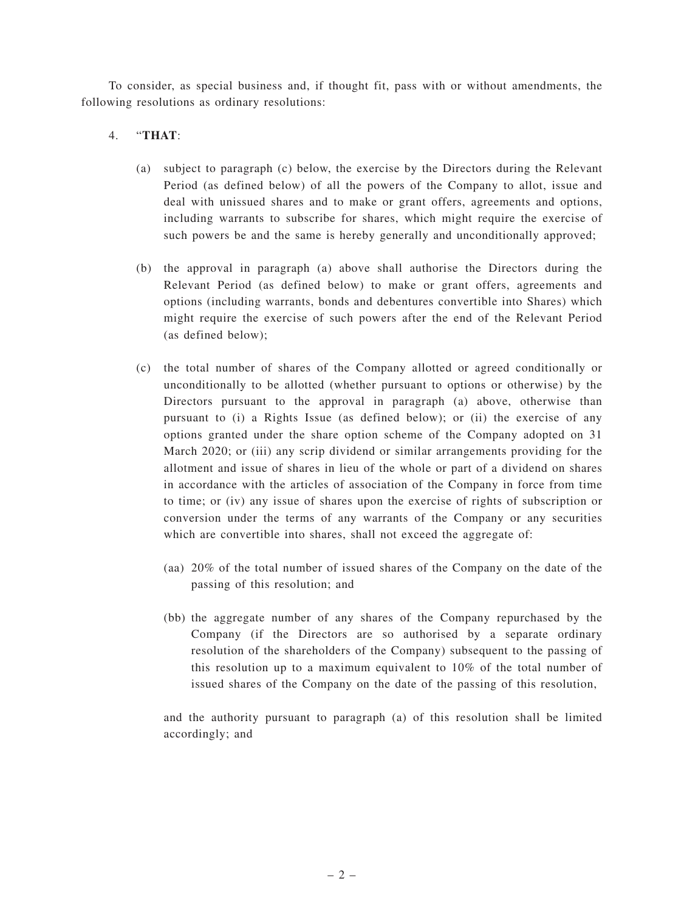To consider, as special business and, if thought fit, pass with or without amendments, the following resolutions as ordinary resolutions:

4. "**THAT**:

   (a) subject to paragraph (c) below, the exercise by the Directors during the Relevant Period (as defined below) of all the powers of the Company to allot, issue and deal with unissued shares and to make or grant offers, agreements and options, including warrants to subscribe for shares, which might require the exercise of such powers be and the same is hereby generally and unconditionally approved;

   (b) the approval in paragraph (a) above shall authorise the Directors during the Relevant Period (as defined below) to make or grant offers, agreements and options (including warrants, bonds and debentures convertible into Shares) which might require the exercise of such powers after the end of the Relevant Period (as defined below);

   (c) the total number of shares of the Company allotted or agreed conditionally or unconditionally to be allotted (whether pursuant to options or otherwise) by the Directors pursuant to the approval in paragraph (a) above, otherwise than pursuant to (i) a Rights Issue (as defined below); or (ii) the exercise of any options granted under the share option scheme of the Company adopted on 31 March 2020; or (iii) any scrip dividend or similar arrangements providing for the allotment and issue of shares in lieu of the whole or part of a dividend on shares in accordance with the articles of association of the Company in force from time to time; or (iv) any issue of shares upon the exercise of rights of subscription or conversion under the terms of any warrants of the Company or any securities which are convertible into shares, shall not exceed the aggregate of:

      (aa) 20% of the total number of issued shares of the Company on the date of the passing of this resolution; and

      (bb) the aggregate number of any shares of the Company repurchased by the Company (if the Directors are so authorised by a separate ordinary resolution of the shareholders of the Company) subsequent to the passing of this resolution up to a maximum equivalent to 10% of the total number of issued shares of the Company on the date of the passing of this resolution,

   and the authority pursuant to paragraph (a) of this resolution shall be limited accordingly; and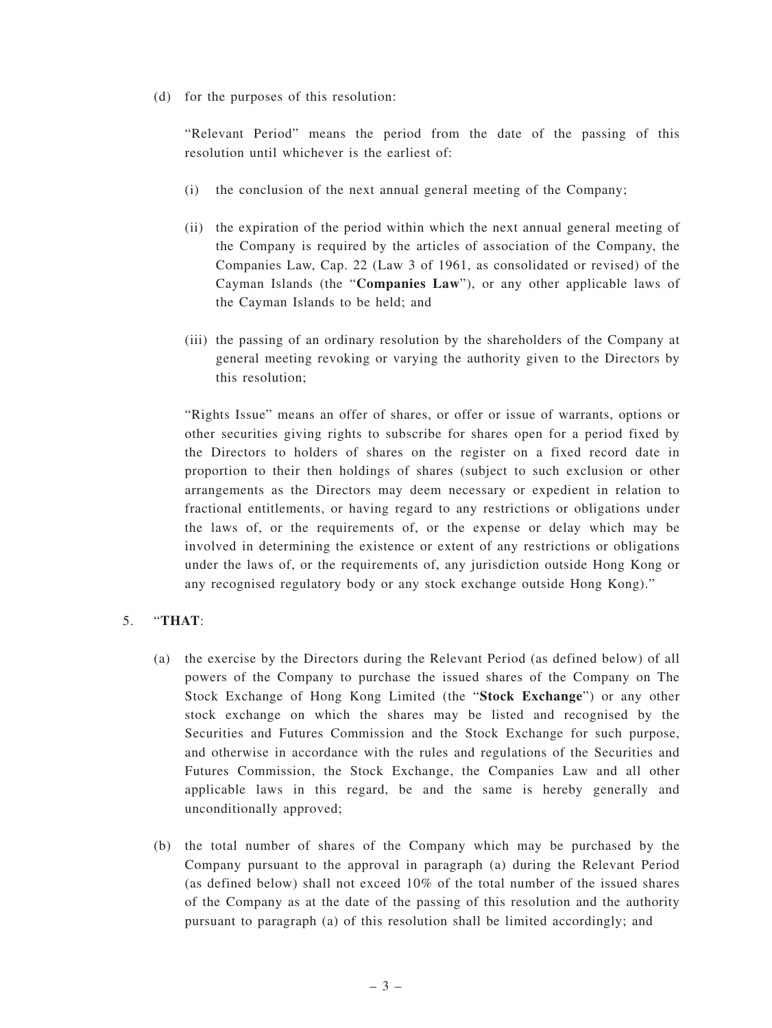(d) for the purposes of this resolution:

"Relevant Period" means the period from the date of the passing of this resolution until whichever is the earliest of:

(i) the conclusion of the next annual general meeting of the Company;

(ii) the expiration of the period within which the next annual general meeting of the Company is required by the articles of association of the Company, the Companies Law, Cap. 22 (Law 3 of 1961, as consolidated or revised) of the Cayman Islands (the "**Companies Law**"), or any other applicable laws of the Cayman Islands to be held; and

(iii) the passing of an ordinary resolution by the shareholders of the Company at general meeting revoking or varying the authority given to the Directors by this resolution;

"Rights Issue" means an offer of shares, or offer or issue of warrants, options or other securities giving rights to subscribe for shares open for a period fixed by the Directors to holders of shares on the register on a fixed record date in proportion to their then holdings of shares (subject to such exclusion or other arrangements as the Directors may deem necessary or expedient in relation to fractional entitlements, or having regard to any restrictions or obligations under the laws of, or the requirements of, or the expense or delay which may be involved in determining the existence or extent of any restrictions or obligations under the laws of, or the requirements of, any jurisdiction outside Hong Kong or any recognised regulatory body or any stock exchange outside Hong Kong)."

5. "**THAT**:

(a) the exercise by the Directors during the Relevant Period (as defined below) of all powers of the Company to purchase the issued shares of the Company on The Stock Exchange of Hong Kong Limited (the "**Stock Exchange**") or any other stock exchange on which the shares may be listed and recognised by the Securities and Futures Commission and the Stock Exchange for such purpose, and otherwise in accordance with the rules and regulations of the Securities and Futures Commission, the Stock Exchange, the Companies Law and all other applicable laws in this regard, be and the same is hereby generally and unconditionally approved;

(b) the total number of shares of the Company which may be purchased by the Company pursuant to the approval in paragraph (a) during the Relevant Period (as defined below) shall not exceed 10% of the total number of the issued shares of the Company as at the date of the passing of this resolution and the authority pursuant to paragraph (a) of this resolution shall be limited accordingly; and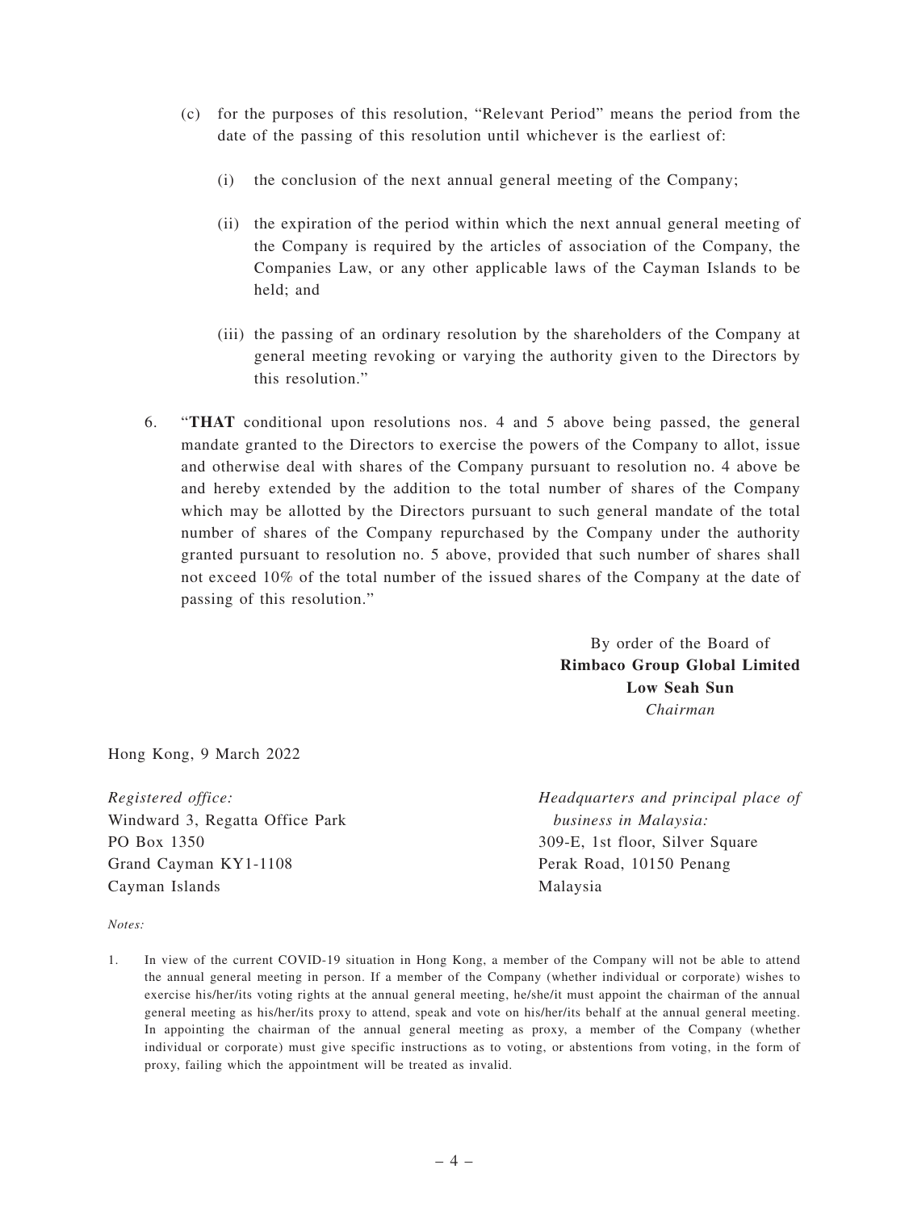(c) for the purposes of this resolution, "Relevant Period" means the period from the date of the passing of this resolution until whichever is the earliest of:

(i) the conclusion of the next annual general meeting of the Company;

(ii) the expiration of the period within which the next annual general meeting of the Company is required by the articles of association of the Company, the Companies Law, or any other applicable laws of the Cayman Islands to be held; and

(iii) the passing of an ordinary resolution by the shareholders of the Company at general meeting revoking or varying the authority given to the Directors by this resolution."

6. "**THAT** conditional upon resolutions nos. 4 and 5 above being passed, the general mandate granted to the Directors to exercise the powers of the Company to allot, issue and otherwise deal with shares of the Company pursuant to resolution no. 4 above be and hereby extended by the addition to the total number of shares of the Company which may be allotted by the Directors pursuant to such general mandate of the total number of shares of the Company repurchased by the Company under the authority granted pursuant to resolution no. 5 above, provided that such number of shares shall not exceed 10% of the total number of the issued shares of the Company at the date of passing of this resolution."

By order of the Board of
**Rimbaco Group Global Limited**
**Low Seah Sun**
*Chairman*

Hong Kong, 9 March 2022

*Registered office:*
Windward 3, Regatta Office Park
PO Box 1350
Grand Cayman KY1-1108
Cayman Islands

*Headquarters and principal place of business in Malaysia:*
309-E, 1st floor, Silver Square
Perak Road, 10150 Penang
Malaysia

*Notes:*

1. In view of the current COVID-19 situation in Hong Kong, a member of the Company will not be able to attend the annual general meeting in person. If a member of the Company (whether individual or corporate) wishes to exercise his/her/its voting rights at the annual general meeting, he/she/it must appoint the chairman of the annual general meeting as his/her/its proxy to attend, speak and vote on his/her/its behalf at the annual general meeting. In appointing the chairman of the annual general meeting as proxy, a member of the Company (whether individual or corporate) must give specific instructions as to voting, or abstentions from voting, in the form of proxy, failing which the appointment will be treated as invalid.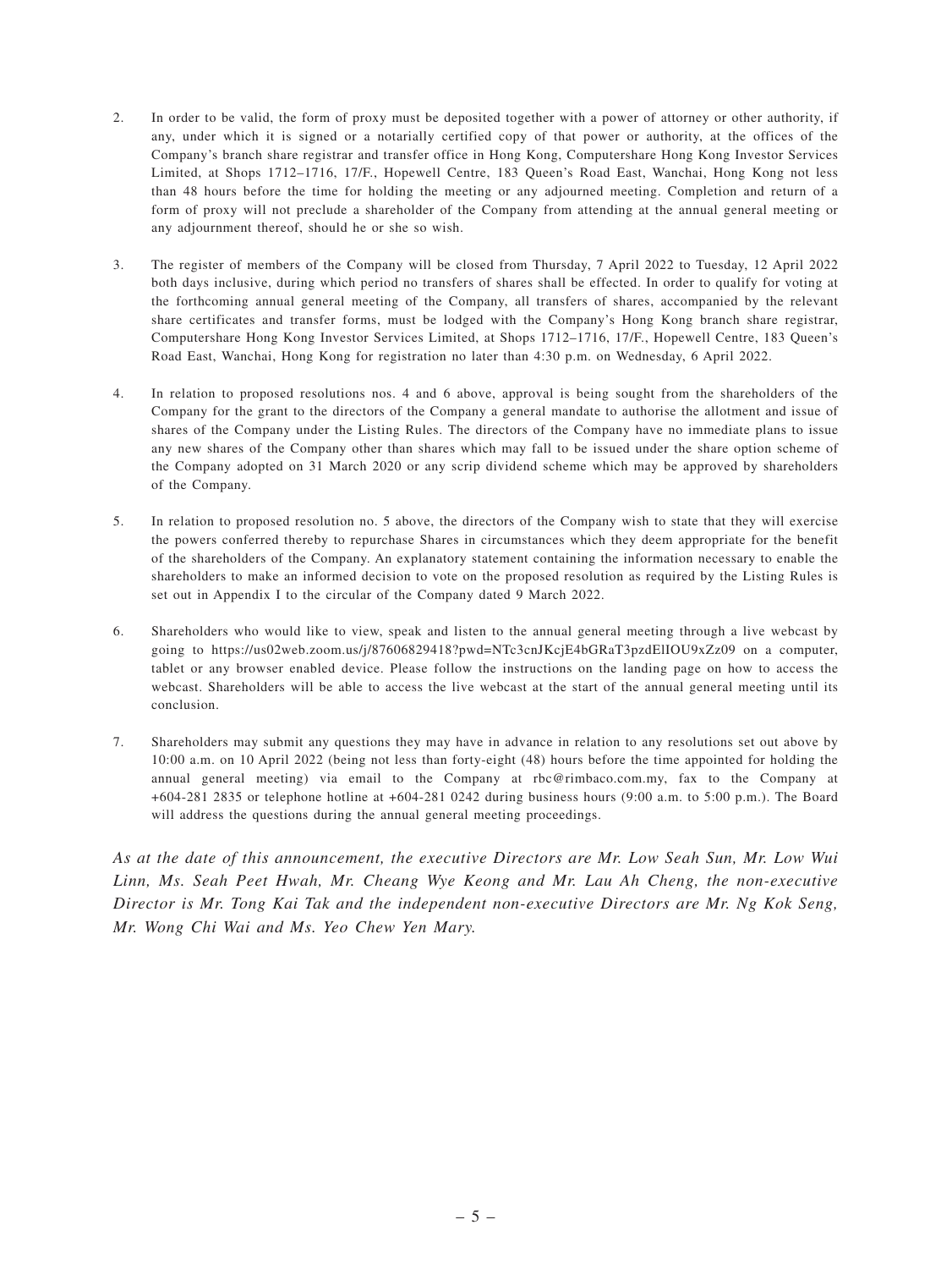2. In order to be valid, the form of proxy must be deposited together with a power of attorney or other authority, if any, under which it is signed or a notarially certified copy of that power or authority, at the offices of the Company's branch share registrar and transfer office in Hong Kong, Computershare Hong Kong Investor Services Limited, at Shops 1712–1716, 17/F., Hopewell Centre, 183 Queen's Road East, Wanchai, Hong Kong not less than 48 hours before the time for holding the meeting or any adjourned meeting. Completion and return of a form of proxy will not preclude a shareholder of the Company from attending at the annual general meeting or any adjournment thereof, should he or she so wish.

3. The register of members of the Company will be closed from Thursday, 7 April 2022 to Tuesday, 12 April 2022 both days inclusive, during which period no transfers of shares shall be effected. In order to qualify for voting at the forthcoming annual general meeting of the Company, all transfers of shares, accompanied by the relevant share certificates and transfer forms, must be lodged with the Company's Hong Kong branch share registrar, Computershare Hong Kong Investor Services Limited, at Shops 1712–1716, 17/F., Hopewell Centre, 183 Queen's Road East, Wanchai, Hong Kong for registration no later than 4:30 p.m. on Wednesday, 6 April 2022.

4. In relation to proposed resolutions nos. 4 and 6 above, approval is being sought from the shareholders of the Company for the grant to the directors of the Company a general mandate to authorise the allotment and issue of shares of the Company under the Listing Rules. The directors of the Company have no immediate plans to issue any new shares of the Company other than shares which may fall to be issued under the share option scheme of the Company adopted on 31 March 2020 or any scrip dividend scheme which may be approved by shareholders of the Company.

5. In relation to proposed resolution no. 5 above, the directors of the Company wish to state that they will exercise the powers conferred thereby to repurchase Shares in circumstances which they deem appropriate for the benefit of the shareholders of the Company. An explanatory statement containing the information necessary to enable the shareholders to make an informed decision to vote on the proposed resolution as required by the Listing Rules is set out in Appendix I to the circular of the Company dated 9 March 2022.

6. Shareholders who would like to view, speak and listen to the annual general meeting through a live webcast by going to https://us02web.zoom.us/j/87606829418?pwd=NTc3cnJKcjE4bGRaT3pzdElIOU9xZz09 on a computer, tablet or any browser enabled device. Please follow the instructions on the landing page on how to access the webcast. Shareholders will be able to access the live webcast at the start of the annual general meeting until its conclusion.

7. Shareholders may submit any questions they may have in advance in relation to any resolutions set out above by 10:00 a.m. on 10 April 2022 (being not less than forty-eight (48) hours before the time appointed for holding the annual general meeting) via email to the Company at rbc@rimbaco.com.my, fax to the Company at +604-281 2835 or telephone hotline at +604-281 0242 during business hours (9:00 a.m. to 5:00 p.m.). The Board will address the questions during the annual general meeting proceedings.

*As at the date of this announcement, the executive Directors are Mr. Low Seah Sun, Mr. Low Wui Linn, Ms. Seah Peet Hwah, Mr. Cheang Wye Keong and Mr. Lau Ah Cheng, the non-executive Director is Mr. Tong Kai Tak and the independent non-executive Directors are Mr. Ng Kok Seng, Mr. Wong Chi Wai and Ms. Yeo Chew Yen Mary.*